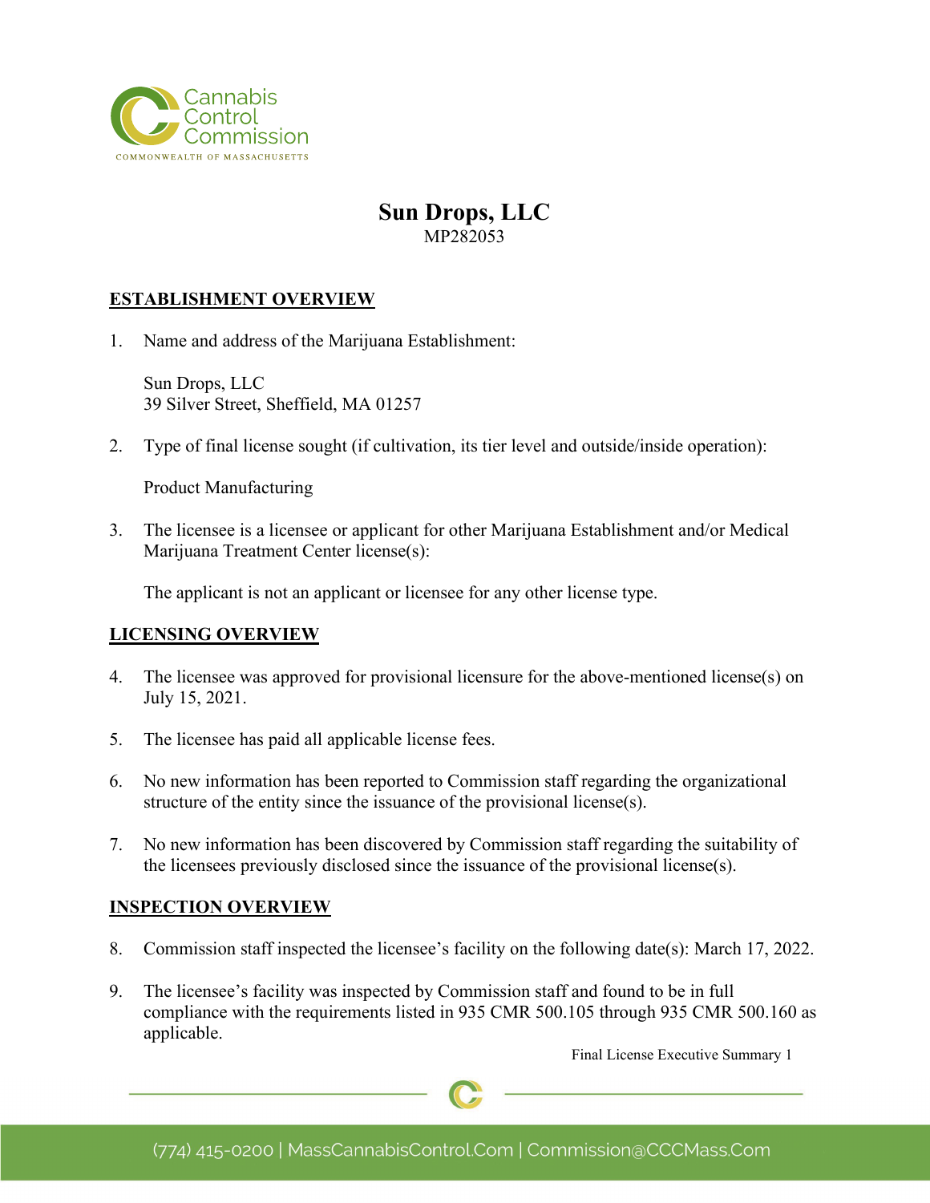# Sun Drops, LLC

MP282053

## ESTABLISHMENT OVERVIEW

1. Name and address of the Marijuana Establishment:

   Sun Drops, LLC
   39 Silver Street, Sheffield, MA 01257

2. Type of final license sought (if cultivation, its tier level and outside/inside operation):

   Product Manufacturing

3. The licensee is a licensee or applicant for other Marijuana Establishment and/or Medical Marijuana Treatment Center license(s):

   The applicant is not an applicant or licensee for any other license type.

## LICENSING OVERVIEW

4. The licensee was approved for provisional licensure for the above-mentioned license(s) on July 15, 2021.

5. The licensee has paid all applicable license fees.

6. No new information has been reported to Commission staff regarding the organizational structure of the entity since the issuance of the provisional license(s).

7. No new information has been discovered by Commission staff regarding the suitability of the licensees previously disclosed since the issuance of the provisional license(s).

## INSPECTION OVERVIEW

8. Commission staff inspected the licensee's facility on the following date(s): March 17, 2022.

9. The licensee's facility was inspected by Commission staff and found to be in full compliance with the requirements listed in 935 CMR 500.105 through 935 CMR 500.160 as applicable.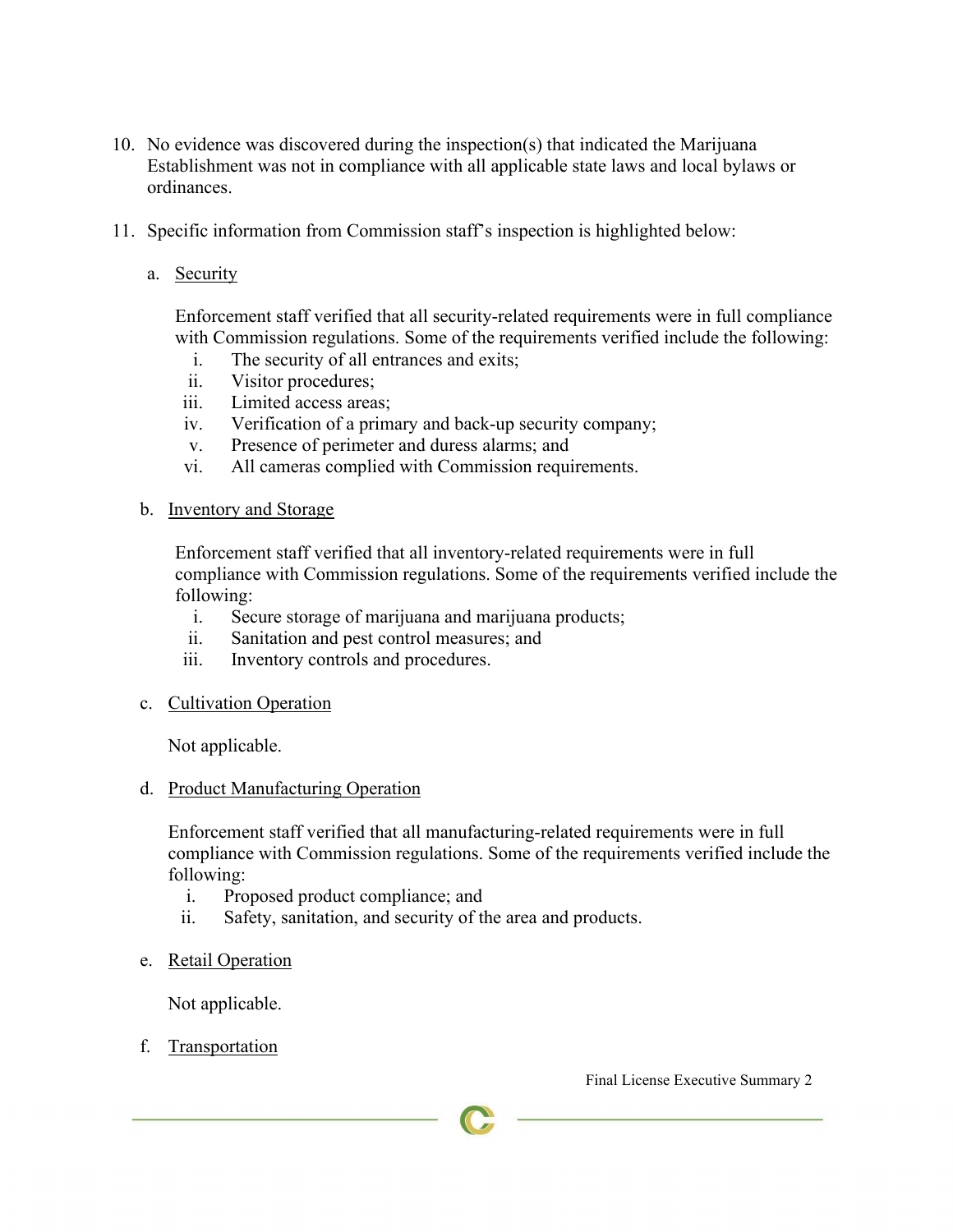10. No evidence was discovered during the inspection(s) that indicated the Marijuana Establishment was not in compliance with all applicable state laws and local bylaws or ordinances.

11. Specific information from Commission staff's inspection is highlighted below:

    a. Security

       Enforcement staff verified that all security-related requirements were in full compliance with Commission regulations. Some of the requirements verified include the following:

       i. The security of all entrances and exits;
       ii. Visitor procedures;
       iii. Limited access areas;
       iv. Verification of a primary and back-up security company;
       v. Presence of perimeter and duress alarms; and
       vi. All cameras complied with Commission requirements.

    b. Inventory and Storage

       Enforcement staff verified that all inventory-related requirements were in full compliance with Commission regulations. Some of the requirements verified include the following:

       i. Secure storage of marijuana and marijuana products;
       ii. Sanitation and pest control measures; and
       iii. Inventory controls and procedures.

    c. Cultivation Operation

       Not applicable.

    d. Product Manufacturing Operation

       Enforcement staff verified that all manufacturing-related requirements were in full compliance with Commission regulations. Some of the requirements verified include the following:

       i. Proposed product compliance; and
       ii. Safety, sanitation, and security of the area and products.

    e. Retail Operation

       Not applicable.

    f. Transportation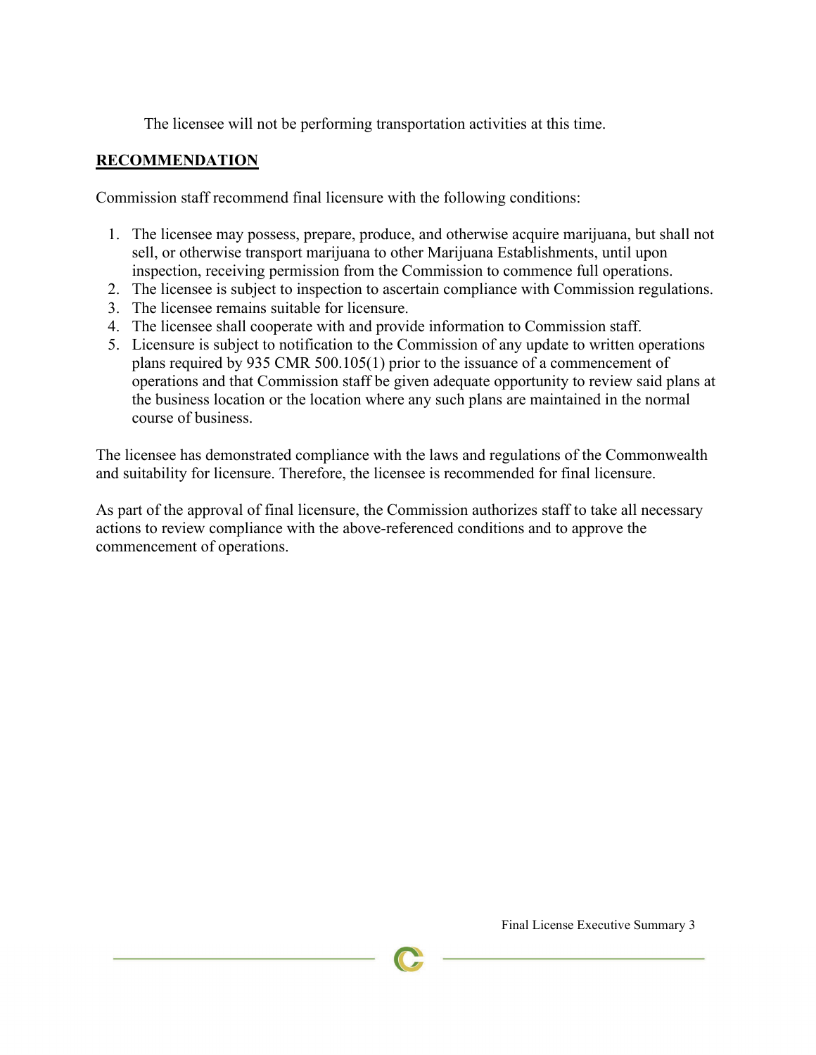The licensee will not be performing transportation activities at this time.

## RECOMMENDATION

Commission staff recommend final licensure with the following conditions:

1. The licensee may possess, prepare, produce, and otherwise acquire marijuana, but shall not sell, or otherwise transport marijuana to other Marijuana Establishments, until upon inspection, receiving permission from the Commission to commence full operations.
2. The licensee is subject to inspection to ascertain compliance with Commission regulations.
3. The licensee remains suitable for licensure.
4. The licensee shall cooperate with and provide information to Commission staff.
5. Licensure is subject to notification to the Commission of any update to written operations plans required by 935 CMR 500.105(1) prior to the issuance of a commencement of operations and that Commission staff be given adequate opportunity to review said plans at the business location or the location where any such plans are maintained in the normal course of business.

The licensee has demonstrated compliance with the laws and regulations of the Commonwealth and suitability for licensure. Therefore, the licensee is recommended for final licensure.

As part of the approval of final licensure, the Commission authorizes staff to take all necessary actions to review compliance with the above-referenced conditions and to approve the commencement of operations.